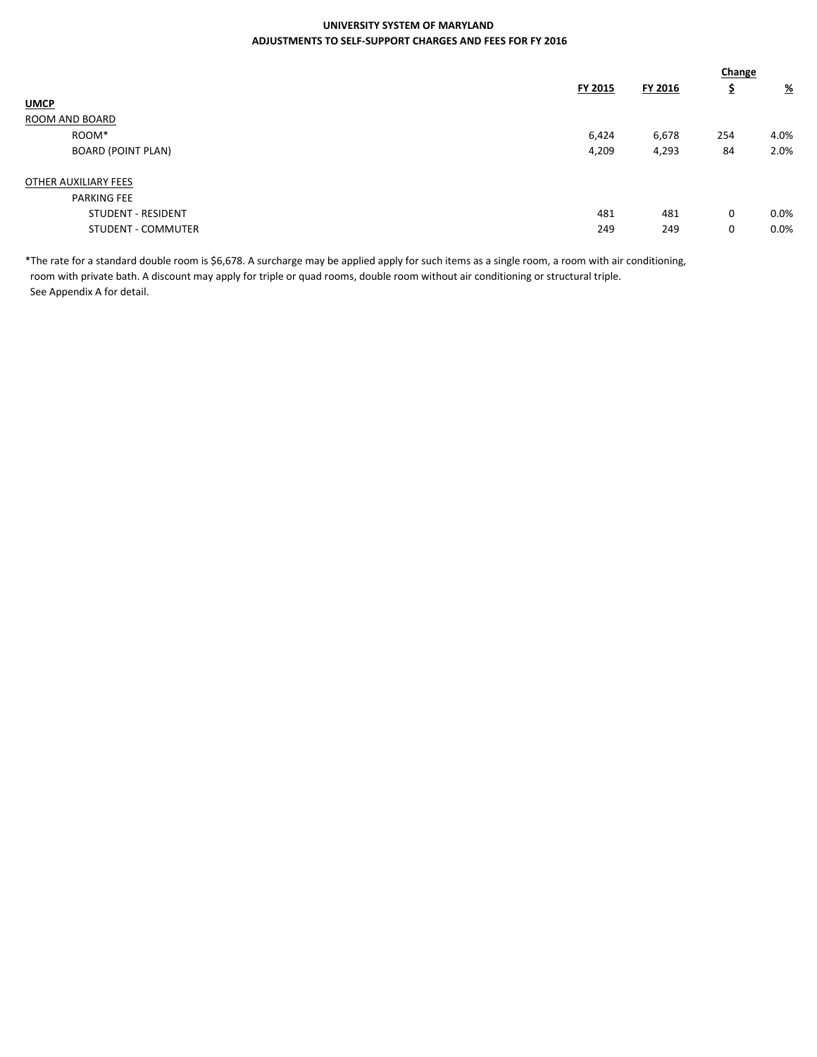**UNIVERSITY SYSTEM OF MARYLAND**
**ADJUSTMENTS TO SELF-SUPPORT CHARGES AND FEES FOR FY 2016**

| | FY 2015 | FY 2016 | Change $ | Change % |
|---|---|---|---|---|
| **UMCP** | | | | |
| ROOM AND BOARD | | | | |
| ROOM* | 6,424 | 6,678 | 254 | 4.0% |
| BOARD (POINT PLAN) | 4,209 | 4,293 | 84 | 2.0% |
| OTHER AUXILIARY FEES | | | | |
| PARKING FEE | | | | |
| STUDENT - RESIDENT | 481 | 481 | 0 | 0.0% |
| STUDENT - COMMUTER | 249 | 249 | 0 | 0.0% |

*The rate for a standard double room is $6,678. A surcharge may be applied apply for such items as a single room, a room with air conditioning, room with private bath. A discount may apply for triple or quad rooms, double room without air conditioning or structural triple. See Appendix A for detail.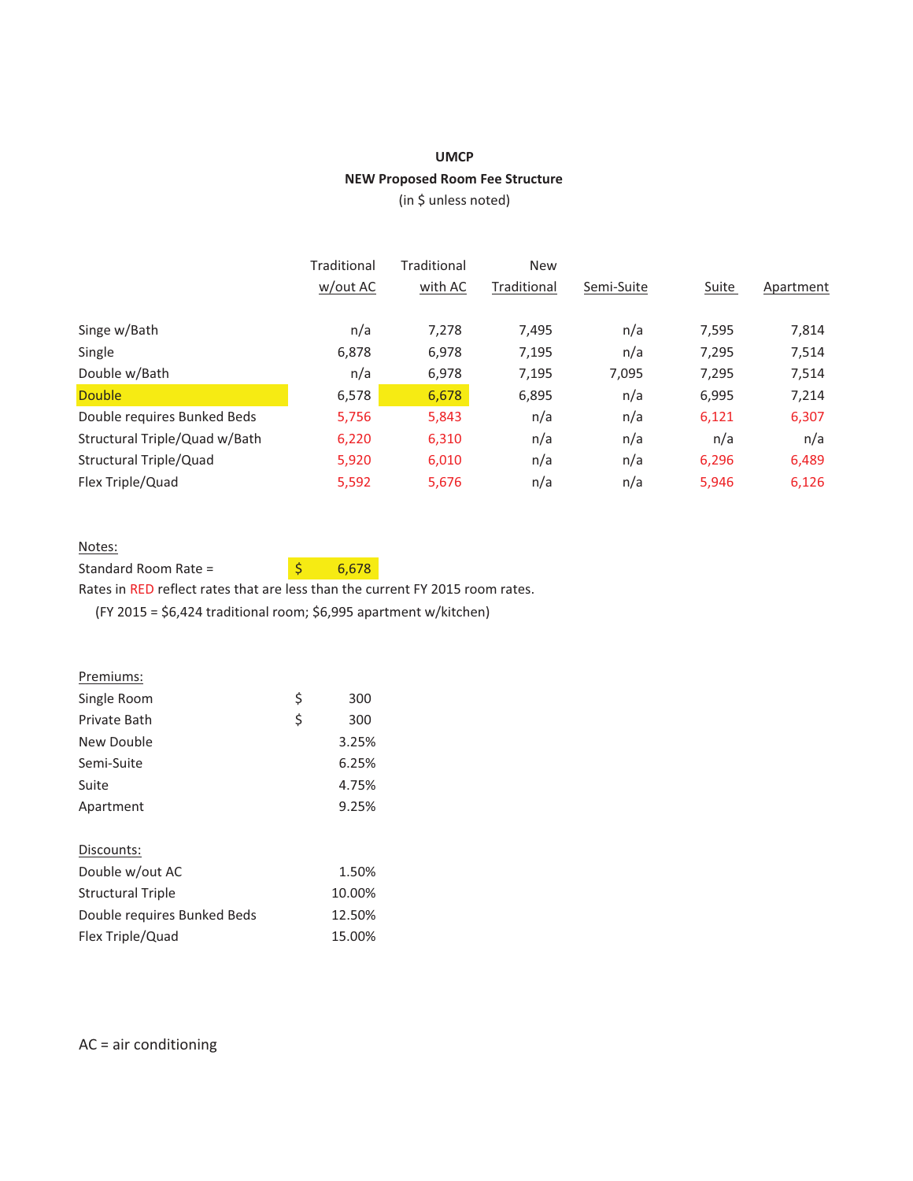**UMCP**

**NEW Proposed Room Fee Structure**

(in $ unless noted)

| | Traditional w/out AC | Traditional with AC | New Traditional | Semi-Suite | Suite | Apartment |
|---|---|---|---|---|---|---|
| Singe w/Bath | n/a | 7,278 | 7,495 | n/a | 7,595 | 7,814 |
| Single | 6,878 | 6,978 | 7,195 | n/a | 7,295 | 7,514 |
| Double w/Bath | n/a | 6,978 | 7,195 | 7,095 | 7,295 | 7,514 |
| Double | 6,578 | 6,678 | 6,895 | n/a | 6,995 | 7,214 |
| Double requires Bunked Beds | 5,756 | 5,843 | n/a | n/a | 6,121 | 6,307 |
| Structural Triple/Quad w/Bath | 6,220 | 6,310 | n/a | n/a | n/a | n/a |
| Structural Triple/Quad | 5,920 | 6,010 | n/a | n/a | 6,296 | 6,489 |
| Flex Triple/Quad | 5,592 | 5,676 | n/a | n/a | 5,946 | 6,126 |

Notes:

Standard Room Rate = $ 6,678

Rates in RED reflect rates that are less than the current FY 2015 room rates.

(FY 2015 = $6,424 traditional room; $6,995 apartment w/kitchen)

Premiums:

| | |
|---|---|
| Single Room | $ 300 |
| Private Bath | $ 300 |
| New Double | 3.25% |
| Semi-Suite | 6.25% |
| Suite | 4.75% |
| Apartment | 9.25% |

Discounts:

| | |
|---|---|
| Double w/out AC | 1.50% |
| Structural Triple | 10.00% |
| Double requires Bunked Beds | 12.50% |
| Flex Triple/Quad | 15.00% |

AC = air conditioning